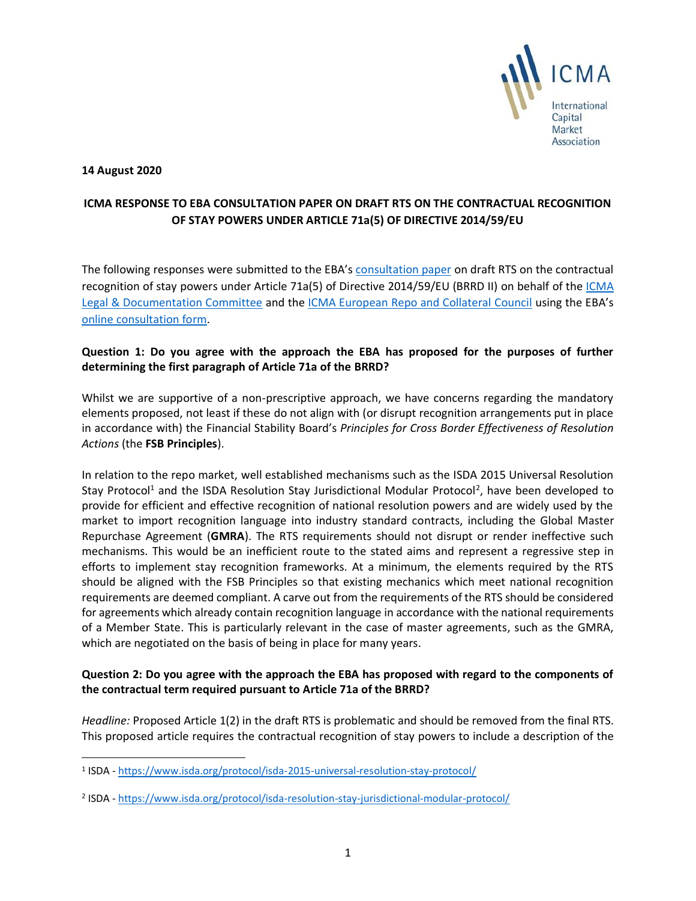**14 August 2020**

**ICMA RESPONSE TO EBA CONSULTATION PAPER ON DRAFT RTS ON THE CONTRACTUAL RECOGNITION OF STAY POWERS UNDER ARTICLE 71a(5) OF DIRECTIVE 2014/59/EU**

The following responses were submitted to the EBA's consultation paper on draft RTS on the contractual recognition of stay powers under Article 71a(5) of Directive 2014/59/EU (BRRD II) on behalf of the ICMA Legal & Documentation Committee and the ICMA European Repo and Collateral Council using the EBA's online consultation form.

**Question 1: Do you agree with the approach the EBA has proposed for the purposes of further determining the first paragraph of Article 71a of the BRRD?**

Whilst we are supportive of a non-prescriptive approach, we have concerns regarding the mandatory elements proposed, not least if these do not align with (or disrupt recognition arrangements put in place in accordance with) the Financial Stability Board's *Principles for Cross Border Effectiveness of Resolution Actions* (the **FSB Principles**).

In relation to the repo market, well established mechanisms such as the ISDA 2015 Universal Resolution Stay Protocol[1] and the ISDA Resolution Stay Jurisdictional Modular Protocol[2], have been developed to provide for efficient and effective recognition of national resolution powers and are widely used by the market to import recognition language into industry standard contracts, including the Global Master Repurchase Agreement (**GMRA**). The RTS requirements should not disrupt or render ineffective such mechanisms. This would be an inefficient route to the stated aims and represent a regressive step in efforts to implement stay recognition frameworks. At a minimum, the elements required by the RTS should be aligned with the FSB Principles so that existing mechanics which meet national recognition requirements are deemed compliant. A carve out from the requirements of the RTS should be considered for agreements which already contain recognition language in accordance with the national requirements of a Member State. This is particularly relevant in the case of master agreements, such as the GMRA, which are negotiated on the basis of being in place for many years.

**Question 2: Do you agree with the approach the EBA has proposed with regard to the components of the contractual term required pursuant to Article 71a of the BRRD?**

*Headline:* Proposed Article 1(2) in the draft RTS is problematic and should be removed from the final RTS. This proposed article requires the contractual recognition of stay powers to include a description of the

---

[1] ISDA - https://www.isda.org/protocol/isda-2015-universal-resolution-stay-protocol/

[2] ISDA - https://www.isda.org/protocol/isda-resolution-stay-jurisdictional-modular-protocol/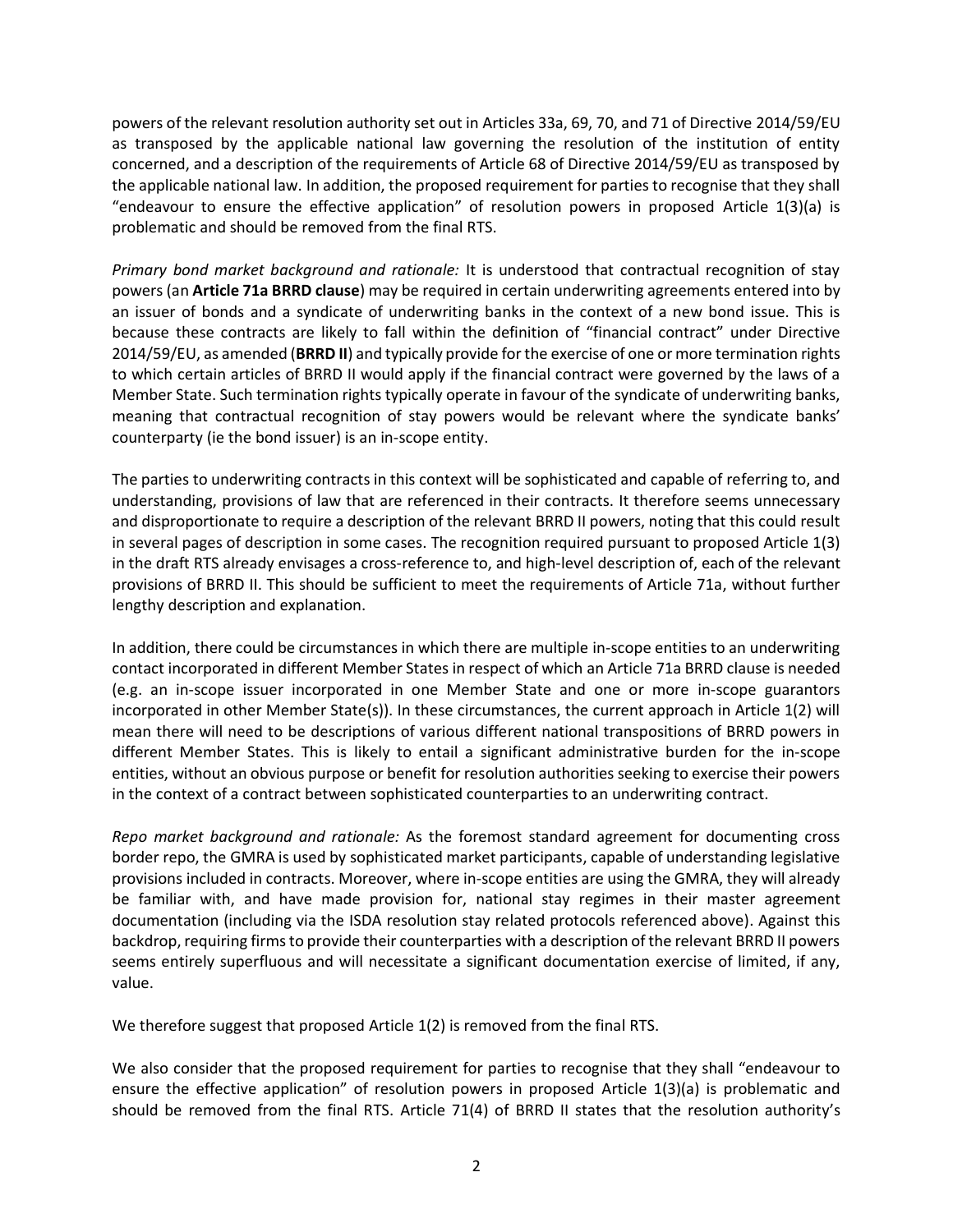powers of the relevant resolution authority set out in Articles 33a, 69, 70, and 71 of Directive 2014/59/EU as transposed by the applicable national law governing the resolution of the institution of entity concerned, and a description of the requirements of Article 68 of Directive 2014/59/EU as transposed by the applicable national law. In addition, the proposed requirement for parties to recognise that they shall "endeavour to ensure the effective application" of resolution powers in proposed Article 1(3)(a) is problematic and should be removed from the final RTS.

*Primary bond market background and rationale:* It is understood that contractual recognition of stay powers (an **Article 71a BRRD clause**) may be required in certain underwriting agreements entered into by an issuer of bonds and a syndicate of underwriting banks in the context of a new bond issue. This is because these contracts are likely to fall within the definition of "financial contract" under Directive 2014/59/EU, as amended (**BRRD II**) and typically provide for the exercise of one or more termination rights to which certain articles of BRRD II would apply if the financial contract were governed by the laws of a Member State. Such termination rights typically operate in favour of the syndicate of underwriting banks, meaning that contractual recognition of stay powers would be relevant where the syndicate banks' counterparty (ie the bond issuer) is an in-scope entity.

The parties to underwriting contracts in this context will be sophisticated and capable of referring to, and understanding, provisions of law that are referenced in their contracts. It therefore seems unnecessary and disproportionate to require a description of the relevant BRRD II powers, noting that this could result in several pages of description in some cases. The recognition required pursuant to proposed Article 1(3) in the draft RTS already envisages a cross-reference to, and high-level description of, each of the relevant provisions of BRRD II. This should be sufficient to meet the requirements of Article 71a, without further lengthy description and explanation.

In addition, there could be circumstances in which there are multiple in-scope entities to an underwriting contact incorporated in different Member States in respect of which an Article 71a BRRD clause is needed (e.g. an in-scope issuer incorporated in one Member State and one or more in-scope guarantors incorporated in other Member State(s)). In these circumstances, the current approach in Article 1(2) will mean there will need to be descriptions of various different national transpositions of BRRD powers in different Member States. This is likely to entail a significant administrative burden for the in-scope entities, without an obvious purpose or benefit for resolution authorities seeking to exercise their powers in the context of a contract between sophisticated counterparties to an underwriting contract.

*Repo market background and rationale:* As the foremost standard agreement for documenting cross border repo, the GMRA is used by sophisticated market participants, capable of understanding legislative provisions included in contracts. Moreover, where in-scope entities are using the GMRA, they will already be familiar with, and have made provision for, national stay regimes in their master agreement documentation (including via the ISDA resolution stay related protocols referenced above). Against this backdrop, requiring firms to provide their counterparties with a description of the relevant BRRD II powers seems entirely superfluous and will necessitate a significant documentation exercise of limited, if any, value.

We therefore suggest that proposed Article 1(2) is removed from the final RTS.

We also consider that the proposed requirement for parties to recognise that they shall "endeavour to ensure the effective application" of resolution powers in proposed Article 1(3)(a) is problematic and should be removed from the final RTS. Article 71(4) of BRRD II states that the resolution authority's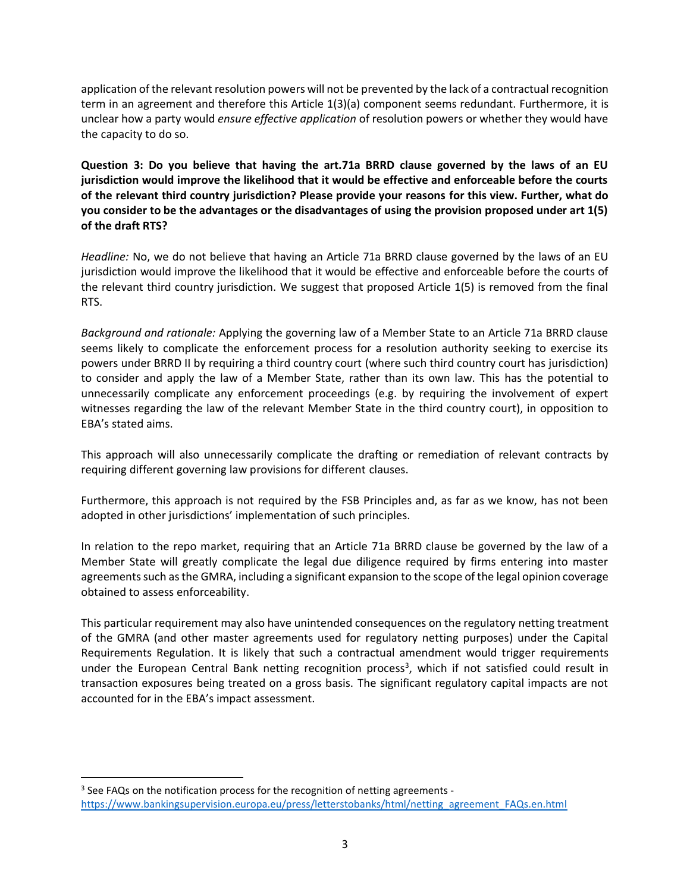application of the relevant resolution powers will not be prevented by the lack of a contractual recognition term in an agreement and therefore this Article 1(3)(a) component seems redundant. Furthermore, it is unclear how a party would *ensure effective application* of resolution powers or whether they would have the capacity to do so.

**Question 3: Do you believe that having the art.71a BRRD clause governed by the laws of an EU jurisdiction would improve the likelihood that it would be effective and enforceable before the courts of the relevant third country jurisdiction? Please provide your reasons for this view. Further, what do you consider to be the advantages or the disadvantages of using the provision proposed under art 1(5) of the draft RTS?**

*Headline:* No, we do not believe that having an Article 71a BRRD clause governed by the laws of an EU jurisdiction would improve the likelihood that it would be effective and enforceable before the courts of the relevant third country jurisdiction. We suggest that proposed Article 1(5) is removed from the final RTS.

*Background and rationale:* Applying the governing law of a Member State to an Article 71a BRRD clause seems likely to complicate the enforcement process for a resolution authority seeking to exercise its powers under BRRD II by requiring a third country court (where such third country court has jurisdiction) to consider and apply the law of a Member State, rather than its own law. This has the potential to unnecessarily complicate any enforcement proceedings (e.g. by requiring the involvement of expert witnesses regarding the law of the relevant Member State in the third country court), in opposition to EBA's stated aims.

This approach will also unnecessarily complicate the drafting or remediation of relevant contracts by requiring different governing law provisions for different clauses.

Furthermore, this approach is not required by the FSB Principles and, as far as we know, has not been adopted in other jurisdictions' implementation of such principles.

In relation to the repo market, requiring that an Article 71a BRRD clause be governed by the law of a Member State will greatly complicate the legal due diligence required by firms entering into master agreements such as the GMRA, including a significant expansion to the scope of the legal opinion coverage obtained to assess enforceability.

This particular requirement may also have unintended consequences on the regulatory netting treatment of the GMRA (and other master agreements used for regulatory netting purposes) under the Capital Requirements Regulation. It is likely that such a contractual amendment would trigger requirements under the European Central Bank netting recognition process[3], which if not satisfied could result in transaction exposures being treated on a gross basis. The significant regulatory capital impacts are not accounted for in the EBA's impact assessment.

---

[3] See FAQs on the notification process for the recognition of netting agreements - https://www.bankingsupervision.europa.eu/press/letterstobanks/html/netting_agreement_FAQs.en.html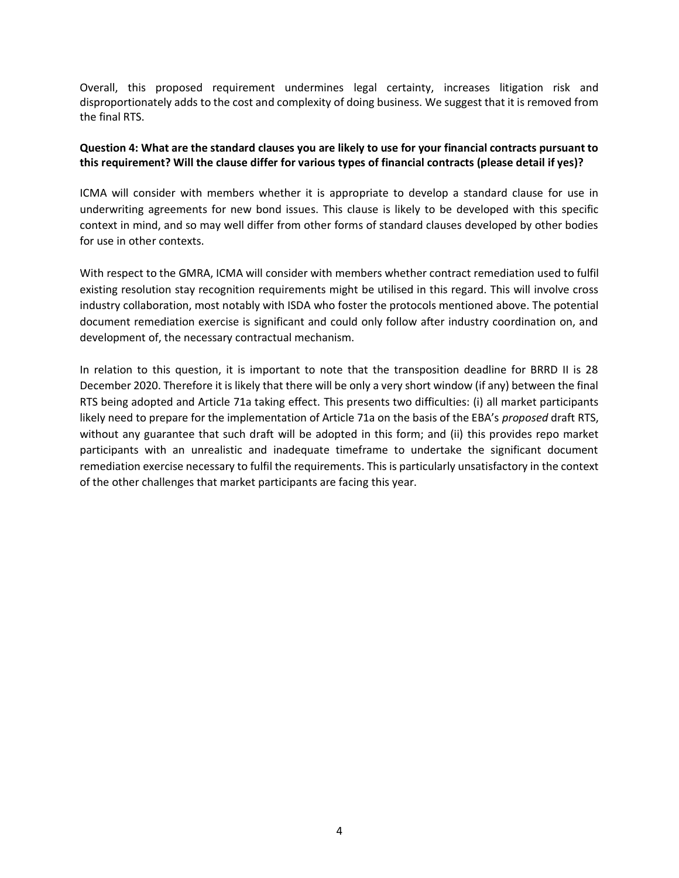Overall, this proposed requirement undermines legal certainty, increases litigation risk and disproportionately adds to the cost and complexity of doing business. We suggest that it is removed from the final RTS.

**Question 4: What are the standard clauses you are likely to use for your financial contracts pursuant to this requirement? Will the clause differ for various types of financial contracts (please detail if yes)?**

ICMA will consider with members whether it is appropriate to develop a standard clause for use in underwriting agreements for new bond issues. This clause is likely to be developed with this specific context in mind, and so may well differ from other forms of standard clauses developed by other bodies for use in other contexts.

With respect to the GMRA, ICMA will consider with members whether contract remediation used to fulfil existing resolution stay recognition requirements might be utilised in this regard. This will involve cross industry collaboration, most notably with ISDA who foster the protocols mentioned above. The potential document remediation exercise is significant and could only follow after industry coordination on, and development of, the necessary contractual mechanism.

In relation to this question, it is important to note that the transposition deadline for BRRD II is 28 December 2020. Therefore it is likely that there will be only a very short window (if any) between the final RTS being adopted and Article 71a taking effect. This presents two difficulties: (i) all market participants likely need to prepare for the implementation of Article 71a on the basis of the EBA's *proposed* draft RTS, without any guarantee that such draft will be adopted in this form; and (ii) this provides repo market participants with an unrealistic and inadequate timeframe to undertake the significant document remediation exercise necessary to fulfil the requirements. This is particularly unsatisfactory in the context of the other challenges that market participants are facing this year.